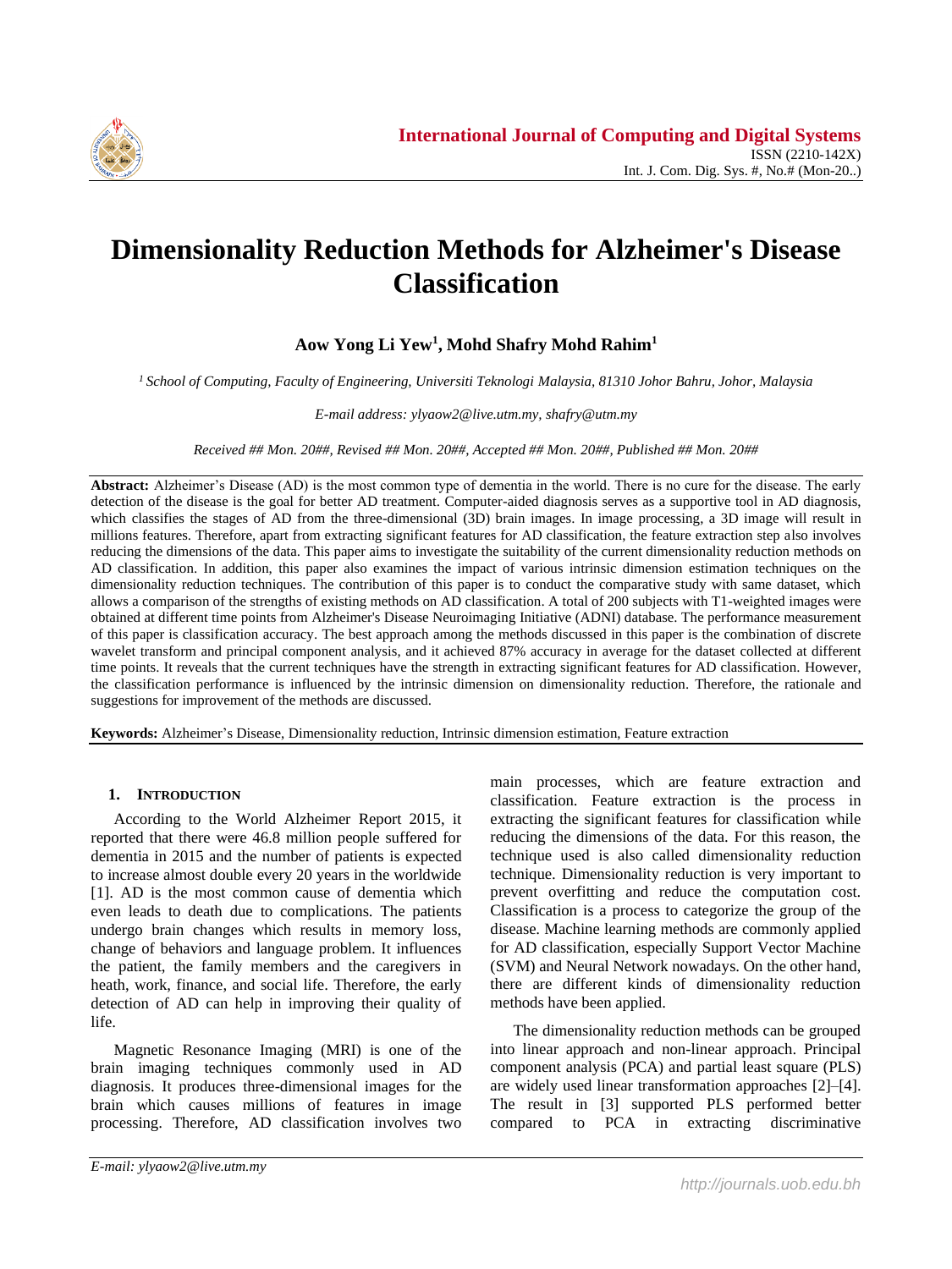# Dimensionality Reduction Methods for Alzheimer's Disease Classification

**Aow Yong Li Yew[1], Mohd Shafry Mohd Rahim[1]**

*[1] School of Computing, Faculty of Engineering, Universiti Teknologi Malaysia, 81310 Johor Bahru, Johor, Malaysia*

*E-mail address: ylyaow2@live.utm.my, shafry@utm.my*

*Received ## Mon. 20##, Revised ## Mon. 20##, Accepted ## Mon. 20##, Published ## Mon. 20##*

**Abstract:** Alzheimer's Disease (AD) is the most common type of dementia in the world. There is no cure for the disease. The early detection of the disease is the goal for better AD treatment. Computer-aided diagnosis serves as a supportive tool in AD diagnosis, which classifies the stages of AD from the three-dimensional (3D) brain images. In image processing, a 3D image will result in millions features. Therefore, apart from extracting significant features for AD classification, the feature extraction step also involves reducing the dimensions of the data. This paper aims to investigate the suitability of the current dimensionality reduction methods on AD classification. In addition, this paper also examines the impact of various intrinsic dimension estimation techniques on the dimensionality reduction techniques. The contribution of this paper is to conduct the comparative study with same dataset, which allows a comparison of the strengths of existing methods on AD classification. A total of 200 subjects with T1-weighted images were obtained at different time points from Alzheimer's Disease Neuroimaging Initiative (ADNI) database. The performance measurement of this paper is classification accuracy. The best approach among the methods discussed in this paper is the combination of discrete wavelet transform and principal component analysis, and it achieved 87% accuracy in average for the dataset collected at different time points. It reveals that the current techniques have the strength in extracting significant features for AD classification. However, the classification performance is influenced by the intrinsic dimension on dimensionality reduction. Therefore, the rationale and suggestions for improvement of the methods are discussed.

**Keywords:** Alzheimer's Disease, Dimensionality reduction, Intrinsic dimension estimation, Feature extraction

## 1. Introduction

According to the World Alzheimer Report 2015, it reported that there were 46.8 million people suffered for dementia in 2015 and the number of patients is expected to increase almost double every 20 years in the worldwide [1]. AD is the most common cause of dementia which even leads to death due to complications. The patients undergo brain changes which results in memory loss, change of behaviors and language problem. It influences the patient, the family members and the caregivers in heath, work, finance, and social life. Therefore, the early detection of AD can help in improving their quality of life.

Magnetic Resonance Imaging (MRI) is one of the brain imaging techniques commonly used in AD diagnosis. It produces three-dimensional images for the brain which causes millions of features in image processing. Therefore, AD classification involves two main processes, which are feature extraction and classification. Feature extraction is the process in extracting the significant features for classification while reducing the dimensions of the data. For this reason, the technique used is also called dimensionality reduction technique. Dimensionality reduction is very important to prevent overfitting and reduce the computation cost. Classification is a process to categorize the group of the disease. Machine learning methods are commonly applied for AD classification, especially Support Vector Machine (SVM) and Neural Network nowadays. On the other hand, there are different kinds of dimensionality reduction methods have been applied.

The dimensionality reduction methods can be grouped into linear approach and non-linear approach. Principal component analysis (PCA) and partial least square (PLS) are widely used linear transformation approaches [2]–[4]. The result in [3] supported PLS performed better compared to PCA in extracting discriminative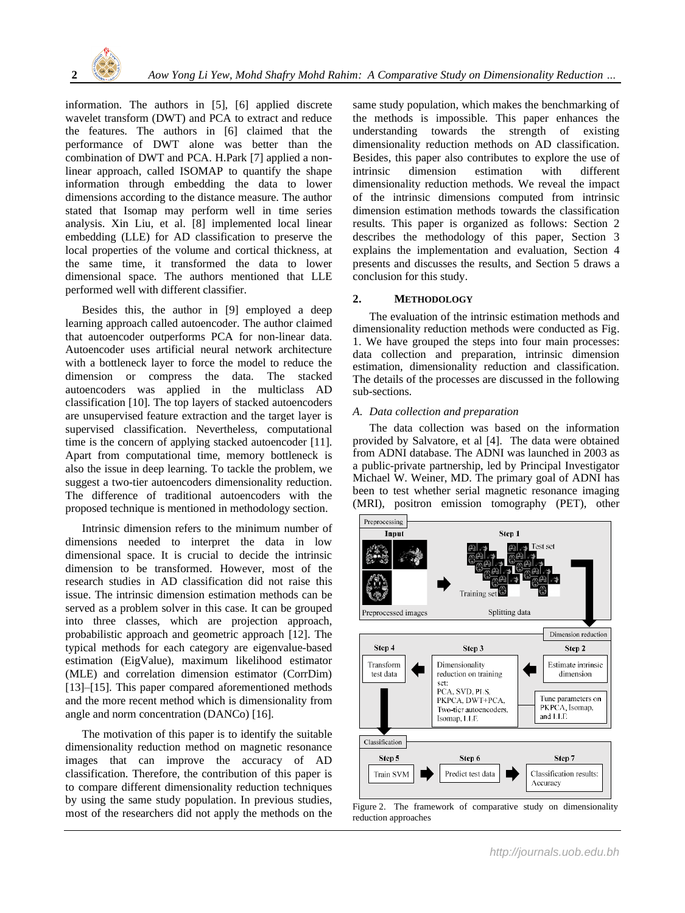information. The authors in [5], [6] applied discrete wavelet transform (DWT) and PCA to extract and reduce the features. The authors in [6] claimed that the performance of DWT alone was better than the combination of DWT and PCA. H.Park [7] applied a non-linear approach, called ISOMAP to quantify the shape information through embedding the data to lower dimensions according to the distance measure. The author stated that Isomap may perform well in time series analysis. Xin Liu, et al. [8] implemented local linear embedding (LLE) for AD classification to preserve the local properties of the volume and cortical thickness, at the same time, it transformed the data to lower dimensional space. The authors mentioned that LLE performed well with different classifier.

Besides this, the author in [9] employed a deep learning approach called autoencoder. The author claimed that autoencoder outperforms PCA for non-linear data. Autoencoder uses artificial neural network architecture with a bottleneck layer to force the model to reduce the dimension or compress the data. The stacked autoencoders was applied in the multiclass AD classification [10]. The top layers of stacked autoencoders are unsupervised feature extraction and the target layer is supervised classification. Nevertheless, computational time is the concern of applying stacked autoencoder [11]. Apart from computational time, memory bottleneck is also the issue in deep learning. To tackle the problem, we suggest a two-tier autoencoders dimensionality reduction. The difference of traditional autoencoders with the proposed technique is mentioned in methodology section.

Intrinsic dimension refers to the minimum number of dimensions needed to interpret the data in low dimensional space. It is crucial to decide the intrinsic dimension to be transformed. However, most of the research studies in AD classification did not raise this issue. The intrinsic dimension estimation methods can be served as a problem solver in this case. It can be grouped into three classes, which are projection approach, probabilistic approach and geometric approach [12]. The typical methods for each category are eigenvalue-based estimation (EigValue), maximum likelihood estimator (MLE) and correlation dimension estimator (CorrDim) [13]–[15]. This paper compared aforementioned methods and the more recent method which is dimensionality from angle and norm concentration (DANCo) [16].

The motivation of this paper is to identify the suitable dimensionality reduction method on magnetic resonance images that can improve the accuracy of AD classification. Therefore, the contribution of this paper is to compare different dimensionality reduction techniques by using the same study population. In previous studies, most of the researchers did not apply the methods on the same study population, which makes the benchmarking of the methods is impossible. This paper enhances the understanding towards the strength of existing dimensionality reduction methods on AD classification. Besides, this paper also contributes to explore the use of intrinsic dimension estimation with different dimensionality reduction methods. We reveal the impact of the intrinsic dimensions computed from intrinsic dimension estimation methods towards the classification results. This paper is organized as follows: Section 2 describes the methodology of this paper, Section 3 explains the implementation and evaluation, Section 4 presents and discusses the results, and Section 5 draws a conclusion for this study.

## 2. METHODOLOGY

The evaluation of the intrinsic estimation methods and dimensionality reduction methods were conducted as Fig. 1. We have grouped the steps into four main processes: data collection and preparation, intrinsic dimension estimation, dimensionality reduction and classification. The details of the processes are discussed in the following sub-sections.

### *A. Data collection and preparation*

The data collection was based on the information provided by Salvatore, et al [4]. The data were obtained from ADNI database. The ADNI was launched in 2003 as a public-private partnership, led by Principal Investigator Michael W. Weiner, MD. The primary goal of ADNI has been to test whether serial magnetic resonance imaging (MRI), positron emission tomography (PET), other

Preprocessing — Input: Preprocessed images → Step 1: Splitting data (Training set, Test set)

Dimension reduction — Step 2: Estimate intrinsic dimension; Tune parameters on PKPCA, Isomap, and LLE → Step 3: Dimensionality reduction on training set: PCA, SVD, PLS, PKPCA, DWT+PCA, Two-tier autoencoders, Isomap, LLE → Step 4: Transform test data

Classification — Step 5: Train SVM → Step 6: Predict test data → Step 7: Classification results: Accuracy

Figure 2. The framework of comparative study on dimensionality reduction approaches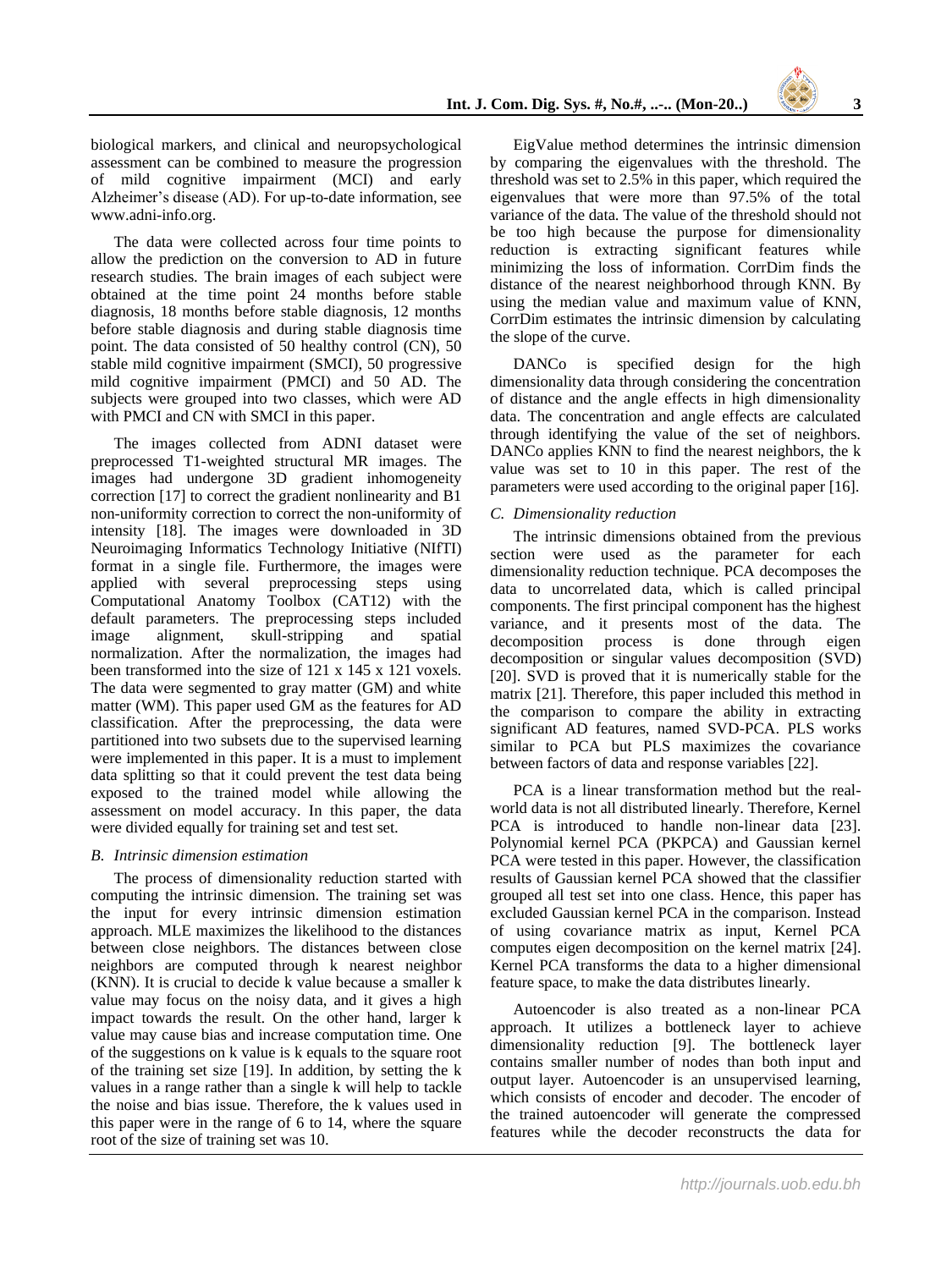biological markers, and clinical and neuropsychological assessment can be combined to measure the progression of mild cognitive impairment (MCI) and early Alzheimer's disease (AD). For up-to-date information, see www.adni-info.org.

The data were collected across four time points to allow the prediction on the conversion to AD in future research studies. The brain images of each subject were obtained at the time point 24 months before stable diagnosis, 18 months before stable diagnosis, 12 months before stable diagnosis and during stable diagnosis time point. The data consisted of 50 healthy control (CN), 50 stable mild cognitive impairment (SMCI), 50 progressive mild cognitive impairment (PMCI) and 50 AD. The subjects were grouped into two classes, which were AD with PMCI and CN with SMCI in this paper.

The images collected from ADNI dataset were preprocessed T1-weighted structural MR images. The images had undergone 3D gradient inhomogeneity correction [17] to correct the gradient nonlinearity and B1 non-uniformity correction to correct the non-uniformity of intensity [18]. The images were downloaded in 3D Neuroimaging Informatics Technology Initiative (NIfTI) format in a single file. Furthermore, the images were applied with several preprocessing steps using Computational Anatomy Toolbox (CAT12) with the default parameters. The preprocessing steps included image alignment, skull-stripping and spatial normalization. After the normalization, the images had been transformed into the size of 121 x 145 x 121 voxels. The data were segmented to gray matter (GM) and white matter (WM). This paper used GM as the features for AD classification. After the preprocessing, the data were partitioned into two subsets due to the supervised learning were implemented in this paper. It is a must to implement data splitting so that it could prevent the test data being exposed to the trained model while allowing the assessment on model accuracy. In this paper, the data were divided equally for training set and test set.

### *B. Intrinsic dimension estimation*

The process of dimensionality reduction started with computing the intrinsic dimension. The training set was the input for every intrinsic dimension estimation approach. MLE maximizes the likelihood to the distances between close neighbors. The distances between close neighbors are computed through k nearest neighbor (KNN). It is crucial to decide k value because a smaller k value may focus on the noisy data, and it gives a high impact towards the result. On the other hand, larger k value may cause bias and increase computation time. One of the suggestions on k value is k equals to the square root of the training set size [19]. In addition, by setting the k values in a range rather than a single k will help to tackle the noise and bias issue. Therefore, the k values used in this paper were in the range of 6 to 14, where the square root of the size of training set was 10.

EigValue method determines the intrinsic dimension by comparing the eigenvalues with the threshold. The threshold was set to 2.5% in this paper, which required the eigenvalues that were more than 97.5% of the total variance of the data. The value of the threshold should not be too high because the purpose for dimensionality reduction is extracting significant features while minimizing the loss of information. CorrDim finds the distance of the nearest neighborhood through KNN. By using the median value and maximum value of KNN, CorrDim estimates the intrinsic dimension by calculating the slope of the curve.

DANCo is specified design for the high dimensionality data through considering the concentration of distance and the angle effects in high dimensionality data. The concentration and angle effects are calculated through identifying the value of the set of neighbors. DANCo applies KNN to find the nearest neighbors, the k value was set to 10 in this paper. The rest of the parameters were used according to the original paper [16].

### *C. Dimensionality reduction*

The intrinsic dimensions obtained from the previous section were used as the parameter for each dimensionality reduction technique. PCA decomposes the data to uncorrelated data, which is called principal components. The first principal component has the highest variance, and it presents most of the data. The decomposition process is done through eigen decomposition or singular values decomposition (SVD) [20]. SVD is proved that it is numerically stable for the matrix [21]. Therefore, this paper included this method in the comparison to compare the ability in extracting significant AD features, named SVD-PCA. PLS works similar to PCA but PLS maximizes the covariance between factors of data and response variables [22].

PCA is a linear transformation method but the real-world data is not all distributed linearly. Therefore, Kernel PCA is introduced to handle non-linear data [23]. Polynomial kernel PCA (PKPCA) and Gaussian kernel PCA were tested in this paper. However, the classification results of Gaussian kernel PCA showed that the classifier grouped all test set into one class. Hence, this paper has excluded Gaussian kernel PCA in the comparison. Instead of using covariance matrix as input, Kernel PCA computes eigen decomposition on the kernel matrix [24]. Kernel PCA transforms the data to a higher dimensional feature space, to make the data distributes linearly.

Autoencoder is also treated as a non-linear PCA approach. It utilizes a bottleneck layer to achieve dimensionality reduction [9]. The bottleneck layer contains smaller number of nodes than both input and output layer. Autoencoder is an unsupervised learning, which consists of encoder and decoder. The encoder of the trained autoencoder will generate the compressed features while the decoder reconstructs the data for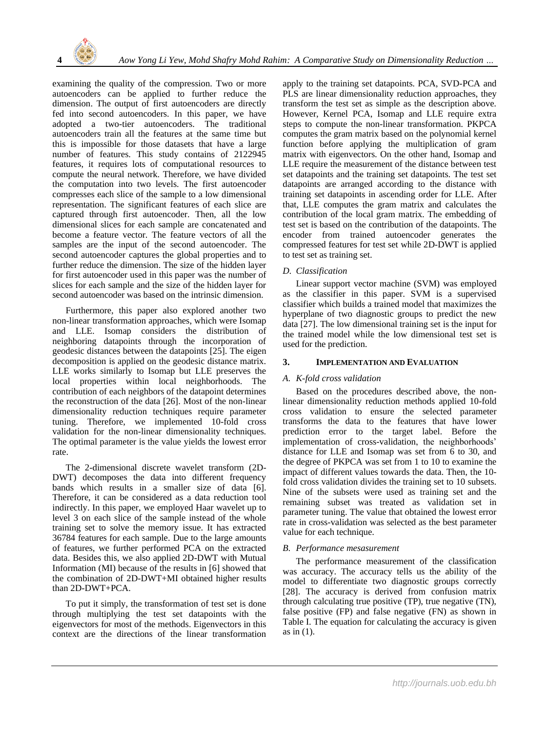examining the quality of the compression. Two or more autoencoders can be applied to further reduce the dimension. The output of first autoencoders are directly fed into second autoencoders. In this paper, we have adopted a two-tier autoencoders. The traditional autoencoders train all the features at the same time but this is impossible for those datasets that have a large number of features. This study contains of 2122945 features, it requires lots of computational resources to compute the neural network. Therefore, we have divided the computation into two levels. The first autoencoder compresses each slice of the sample to a low dimensional representation. The significant features of each slice are captured through first autoencoder. Then, all the low dimensional slices for each sample are concatenated and become a feature vector. The feature vectors of all the samples are the input of the second autoencoder. The second autoencoder captures the global properties and to further reduce the dimension. The size of the hidden layer for first autoencoder used in this paper was the number of slices for each sample and the size of the hidden layer for second autoencoder was based on the intrinsic dimension.

Furthermore, this paper also explored another two non-linear transformation approaches, which were Isomap and LLE. Isomap considers the distribution of neighboring datapoints through the incorporation of geodesic distances between the datapoints [25]. The eigen decomposition is applied on the geodesic distance matrix. LLE works similarly to Isomap but LLE preserves the local properties within local neighborhoods. The contribution of each neighbors of the datapoint determines the reconstruction of the data [26]. Most of the non-linear dimensionality reduction techniques require parameter tuning. Therefore, we implemented 10-fold cross validation for the non-linear dimensionality techniques. The optimal parameter is the value yields the lowest error rate.

The 2-dimensional discrete wavelet transform (2D-DWT) decomposes the data into different frequency bands which results in a smaller size of data [6]. Therefore, it can be considered as a data reduction tool indirectly. In this paper, we employed Haar wavelet up to level 3 on each slice of the sample instead of the whole training set to solve the memory issue. It has extracted 36784 features for each sample. Due to the large amounts of features, we further performed PCA on the extracted data. Besides this, we also applied 2D-DWT with Mutual Information (MI) because of the results in [6] showed that the combination of 2D-DWT+MI obtained higher results than 2D-DWT+PCA.

To put it simply, the transformation of test set is done through multiplying the test set datapoints with the eigenvectors for most of the methods. Eigenvectors in this context are the directions of the linear transformation apply to the training set datapoints. PCA, SVD-PCA and PLS are linear dimensionality reduction approaches, they transform the test set as simple as the description above. However, Kernel PCA, Isomap and LLE require extra steps to compute the non-linear transformation. PKPCA computes the gram matrix based on the polynomial kernel function before applying the multiplication of gram matrix with eigenvectors. On the other hand, Isomap and LLE require the measurement of the distance between test set datapoints and the training set datapoints. The test set datapoints are arranged according to the distance with training set datapoints in ascending order for LLE. After that, LLE computes the gram matrix and calculates the contribution of the local gram matrix. The embedding of test set is based on the contribution of the datapoints. The encoder from trained autoencoder generates the compressed features for test set while 2D-DWT is applied to test set as training set.

### *D. Classification*

Linear support vector machine (SVM) was employed as the classifier in this paper. SVM is a supervised classifier which builds a trained model that maximizes the hyperplane of two diagnostic groups to predict the new data [27]. The low dimensional training set is the input for the trained model while the low dimensional test set is used for the prediction.

## 3. IMPLEMENTATION AND EVALUATION

### *A. K-fold cross validation*

Based on the procedures described above, the non-linear dimensionality reduction methods applied 10-fold cross validation to ensure the selected parameter transforms the data to the features that have lower prediction error to the target label. Before the implementation of cross-validation, the neighborhoods' distance for LLE and Isomap was set from 6 to 30, and the degree of PKPCA was set from 1 to 10 to examine the impact of different values towards the data. Then, the 10-fold cross validation divides the training set to 10 subsets. Nine of the subsets were used as training set and the remaining subset was treated as validation set in parameter tuning. The value that obtained the lowest error rate in cross-validation was selected as the best parameter value for each technique.

### *B. Performance mesasurement*

The performance measurement of the classification was accuracy. The accuracy tells us the ability of the model to differentiate two diagnostic groups correctly [28]. The accuracy is derived from confusion matrix through calculating true positive (TP), true negative (TN), false positive (FP) and false negative (FN) as shown in Table I. The equation for calculating the accuracy is given as in (1).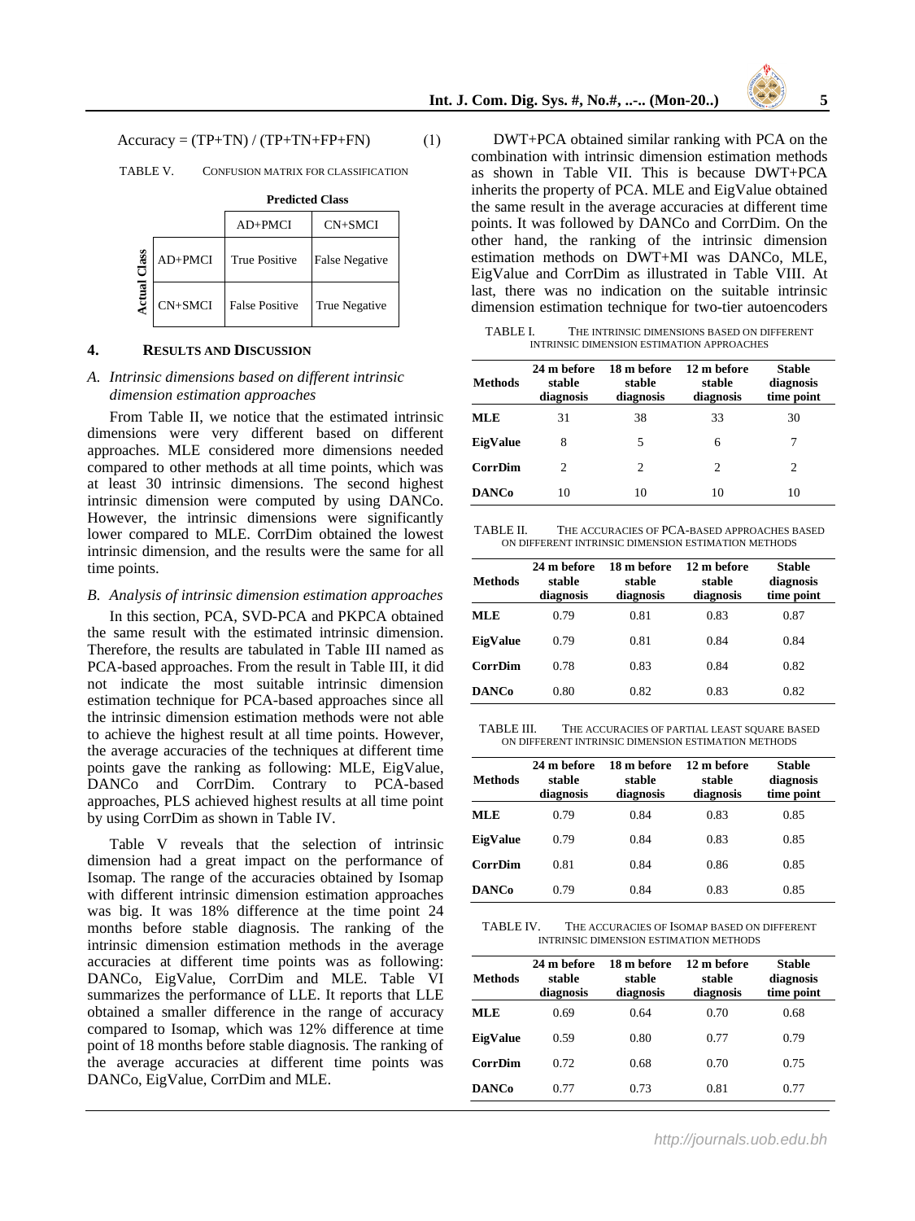$$Accuracy = (TP+TN) / (TP+TN+FP+FN) \quad (1)$$

TABLE V. CONFUSION MATRIX FOR CLASSIFICATION

| | | Predicted Class | |
|---|---|---|---|
| | | AD+PMCI | CN+SMCI |
| Actual Class | AD+PMCI | True Positive | False Negative |
| | CN+SMCI | False Positive | True Negative |

## 4. RESULTS AND DISCUSSION

### *A. Intrinsic dimensions based on different intrinsic dimension estimation approaches*

From Table II, we notice that the estimated intrinsic dimensions were very different based on different approaches. MLE considered more dimensions needed compared to other methods at all time points, which was at least 30 intrinsic dimensions. The second highest intrinsic dimension were computed by using DANCo. However, the intrinsic dimensions were significantly lower compared to MLE. CorrDim obtained the lowest intrinsic dimension, and the results were the same for all time points.

### *B. Analysis of intrinsic dimension estimation approaches*

In this section, PCA, SVD-PCA and PKPCA obtained the same result with the estimated intrinsic dimension. Therefore, the results are tabulated in Table III named as PCA-based approaches. From the result in Table III, it did not indicate the most suitable intrinsic dimension estimation technique for PCA-based approaches since all the intrinsic dimension estimation methods were not able to achieve the highest result at all time points. However, the average accuracies of the techniques at different time points gave the ranking as following: MLE, EigValue, DANCo and CorrDim. Contrary to PCA-based approaches, PLS achieved highest results at all time point by using CorrDim as shown in Table IV.

Table V reveals that the selection of intrinsic dimension had a great impact on the performance of Isomap. The range of the accuracies obtained by Isomap with different intrinsic dimension estimation approaches was big. It was 18% difference at the time point 24 months before stable diagnosis. The ranking of the intrinsic dimension estimation methods in the average accuracies at different time points was following: DANCo, EigValue, CorrDim and MLE. Table VI summarizes the performance of LLE. It reports that LLE obtained a smaller difference in the range of accuracy compared to Isomap, which was 12% difference at time point of 18 months before stable diagnosis. The ranking of the average accuracies at different time points was DANCo, EigValue, CorrDim and MLE.

DWT+PCA obtained similar ranking with PCA on the combination with intrinsic dimension estimation methods as shown in Table VII. This is because DWT+PCA inherits the property of PCA. MLE and EigValue obtained the same result in the average accuracies at different time points. It was followed by DANCo and CorrDim. On the other hand, the ranking of the intrinsic dimension estimation methods on DWT+MI was DANCo, MLE, EigValue and CorrDim as illustrated in Table VIII. At last, there was no indication on the suitable intrinsic dimension estimation technique for two-tier autoencoders

TABLE I. THE INTRINSIC DIMENSIONS BASED ON DIFFERENT INTRINSIC DIMENSION ESTIMATION APPROACHES

| Methods | 24 m before stable diagnosis | 18 m before stable diagnosis | 12 m before stable diagnosis | Stable diagnosis time point |
|---|---|---|---|---|
| **MLE** | 31 | 38 | 33 | 30 |
| **EigValue** | 8 | 5 | 6 | 7 |
| **CorrDim** | 2 | 2 | 2 | 2 |
| **DANCo** | 10 | 10 | 10 | 10 |

TABLE II. THE ACCURACIES OF PCA-BASED APPROACHES BASED ON DIFFERENT INTRINSIC DIMENSION ESTIMATION METHODS

| Methods | 24 m before stable diagnosis | 18 m before stable diagnosis | 12 m before stable diagnosis | Stable diagnosis time point |
|---|---|---|---|---|
| **MLE** | 0.79 | 0.81 | 0.83 | 0.87 |
| **EigValue** | 0.79 | 0.81 | 0.84 | 0.84 |
| **CorrDim** | 0.78 | 0.83 | 0.84 | 0.82 |
| **DANCo** | 0.80 | 0.82 | 0.83 | 0.82 |

TABLE III. THE ACCURACIES OF PARTIAL LEAST SQUARE BASED ON DIFFERENT INTRINSIC DIMENSION ESTIMATION METHODS

| Methods | 24 m before stable diagnosis | 18 m before stable diagnosis | 12 m before stable diagnosis | Stable diagnosis time point |
|---|---|---|---|---|
| **MLE** | 0.79 | 0.84 | 0.83 | 0.85 |
| **EigValue** | 0.79 | 0.84 | 0.83 | 0.85 |
| **CorrDim** | 0.81 | 0.84 | 0.86 | 0.85 |
| **DANCo** | 0.79 | 0.84 | 0.83 | 0.85 |

TABLE IV. THE ACCURACIES OF ISOMAP BASED ON DIFFERENT INTRINSIC DIMENSION ESTIMATION METHODS

| Methods | 24 m before stable diagnosis | 18 m before stable diagnosis | 12 m before stable diagnosis | Stable diagnosis time point |
|---|---|---|---|---|
| **MLE** | 0.69 | 0.64 | 0.70 | 0.68 |
| **EigValue** | 0.59 | 0.80 | 0.77 | 0.79 |
| **CorrDim** | 0.72 | 0.68 | 0.70 | 0.75 |
| **DANCo** | 0.77 | 0.73 | 0.81 | 0.77 |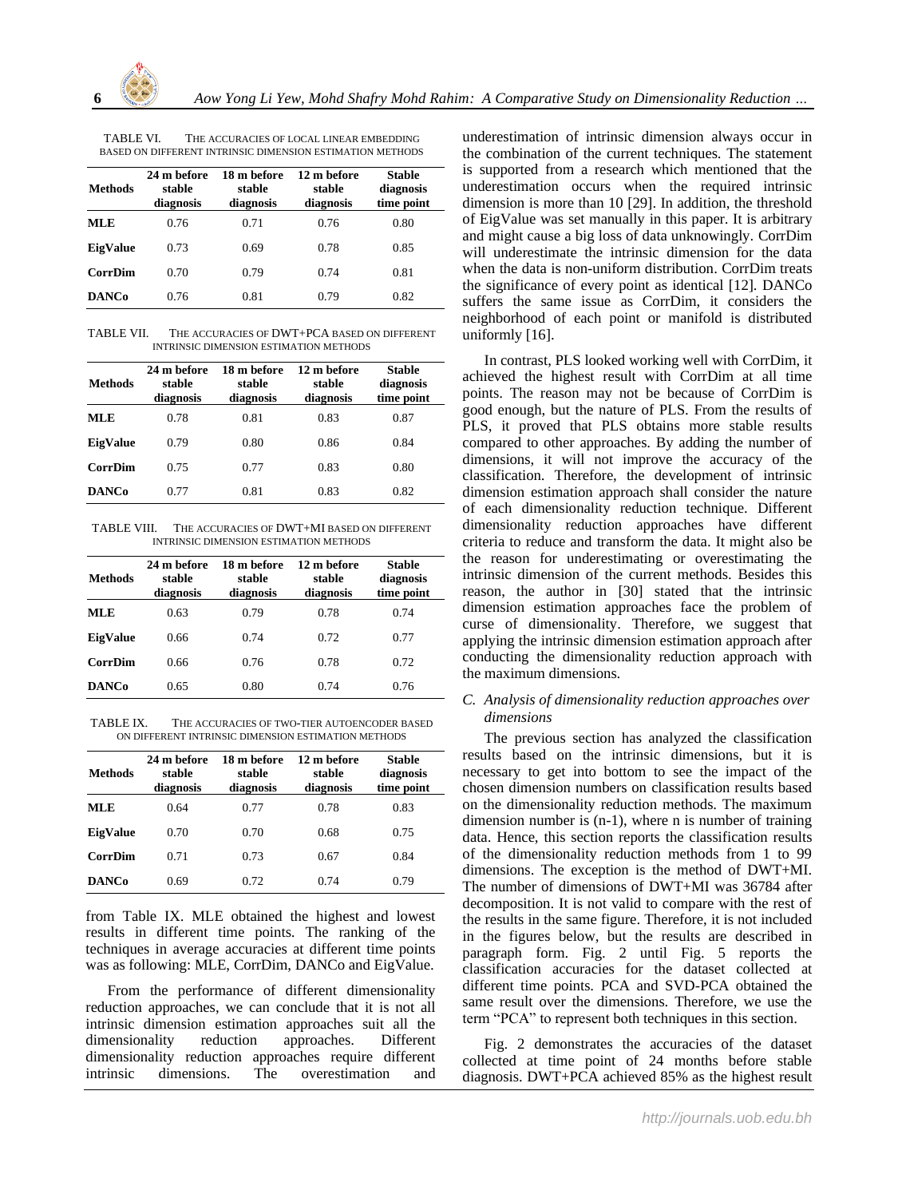TABLE VI. THE ACCURACIES OF LOCAL LINEAR EMBEDDING BASED ON DIFFERENT INTRINSIC DIMENSION ESTIMATION METHODS

| Methods | 24 m before stable diagnosis | 18 m before stable diagnosis | 12 m before stable diagnosis | Stable diagnosis time point |
|---|---|---|---|---|
| **MLE** | 0.76 | 0.71 | 0.76 | 0.80 |
| **EigValue** | 0.73 | 0.69 | 0.78 | 0.85 |
| **CorrDim** | 0.70 | 0.79 | 0.74 | 0.81 |
| **DANCo** | 0.76 | 0.81 | 0.79 | 0.82 |

TABLE VII. THE ACCURACIES OF DWT+PCA BASED ON DIFFERENT INTRINSIC DIMENSION ESTIMATION METHODS

| Methods | 24 m before stable diagnosis | 18 m before stable diagnosis | 12 m before stable diagnosis | Stable diagnosis time point |
|---|---|---|---|---|
| **MLE** | 0.78 | 0.81 | 0.83 | 0.87 |
| **EigValue** | 0.79 | 0.80 | 0.86 | 0.84 |
| **CorrDim** | 0.75 | 0.77 | 0.83 | 0.80 |
| **DANCo** | 0.77 | 0.81 | 0.83 | 0.82 |

TABLE VIII. THE ACCURACIES OF DWT+MI BASED ON DIFFERENT INTRINSIC DIMENSION ESTIMATION METHODS

| Methods | 24 m before stable diagnosis | 18 m before stable diagnosis | 12 m before stable diagnosis | Stable diagnosis time point |
|---|---|---|---|---|
| **MLE** | 0.63 | 0.79 | 0.78 | 0.74 |
| **EigValue** | 0.66 | 0.74 | 0.72 | 0.77 |
| **CorrDim** | 0.66 | 0.76 | 0.78 | 0.72 |
| **DANCo** | 0.65 | 0.80 | 0.74 | 0.76 |

TABLE IX. THE ACCURACIES OF TWO-TIER AUTOENCODER BASED ON DIFFERENT INTRINSIC DIMENSION ESTIMATION METHODS

| Methods | 24 m before stable diagnosis | 18 m before stable diagnosis | 12 m before stable diagnosis | Stable diagnosis time point |
|---|---|---|---|---|
| **MLE** | 0.64 | 0.77 | 0.78 | 0.83 |
| **EigValue** | 0.70 | 0.70 | 0.68 | 0.75 |
| **CorrDim** | 0.71 | 0.73 | 0.67 | 0.84 |
| **DANCo** | 0.69 | 0.72 | 0.74 | 0.79 |

from Table IX. MLE obtained the highest and lowest results in different time points. The ranking of the techniques in average accuracies at different time points was as following: MLE, CorrDim, DANCo and EigValue.

From the performance of different dimensionality reduction approaches, we can conclude that it is not all intrinsic dimension estimation approaches suit all the dimensionality reduction approaches. Different dimensionality reduction approaches require different intrinsic dimensions. The overestimation and underestimation of intrinsic dimension always occur in the combination of the current techniques. The statement is supported from a research which mentioned that the underestimation occurs when the required intrinsic dimension is more than 10 [29]. In addition, the threshold of EigValue was set manually in this paper. It is arbitrary and might cause a big loss of data unknowingly. CorrDim will underestimate the intrinsic dimension for the data when the data is non-uniform distribution. CorrDim treats the significance of every point as identical [12]. DANCo suffers the same issue as CorrDim, it considers the neighborhood of each point or manifold is distributed uniformly [16].

In contrast, PLS looked working well with CorrDim, it achieved the highest result with CorrDim at all time points. The reason may not be because of CorrDim is good enough, but the nature of PLS. From the results of PLS, it proved that PLS obtains more stable results compared to other approaches. By adding the number of dimensions, it will not improve the accuracy of the classification. Therefore, the development of intrinsic dimension estimation approach shall consider the nature of each dimensionality reduction technique. Different dimensionality reduction approaches have different criteria to reduce and transform the data. It might also be the reason for underestimating or overestimating the intrinsic dimension of the current methods. Besides this reason, the author in [30] stated that the intrinsic dimension estimation approaches face the problem of curse of dimensionality. Therefore, we suggest that applying the intrinsic dimension estimation approach after conducting the dimensionality reduction approach with the maximum dimensions.

### *C. Analysis of dimensionality reduction approaches over dimensions*

The previous section has analyzed the classification results based on the intrinsic dimensions, but it is necessary to get into bottom to see the impact of the chosen dimension numbers on classification results based on the dimensionality reduction methods. The maximum dimension number is (n-1), where n is number of training data. Hence, this section reports the classification results of the dimensionality reduction methods from 1 to 99 dimensions. The exception is the method of DWT+MI. The number of dimensions of DWT+MI was 36784 after decomposition. It is not valid to compare with the rest of the results in the same figure. Therefore, it is not included in the figures below, but the results are described in paragraph form. Fig. 2 until Fig. 5 reports the classification accuracies for the dataset collected at different time points. PCA and SVD-PCA obtained the same result over the dimensions. Therefore, we use the term "PCA" to represent both techniques in this section.

Fig. 2 demonstrates the accuracies of the dataset collected at time point of 24 months before stable diagnosis. DWT+PCA achieved 85% as the highest result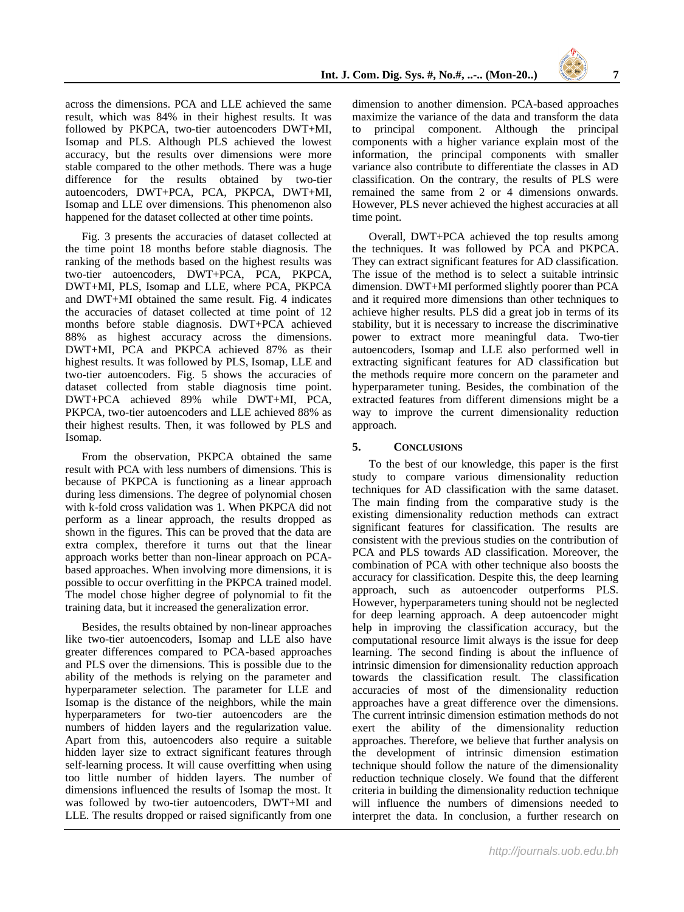across the dimensions. PCA and LLE achieved the same result, which was 84% in their highest results. It was followed by PKPCA, two-tier autoencoders DWT+MI, Isomap and PLS. Although PLS achieved the lowest accuracy, but the results over dimensions were more stable compared to the other methods. There was a huge difference for the results obtained by two-tier autoencoders, DWT+PCA, PCA, PKPCA, DWT+MI, Isomap and LLE over dimensions. This phenomenon also happened for the dataset collected at other time points.

Fig. 3 presents the accuracies of dataset collected at the time point 18 months before stable diagnosis. The ranking of the methods based on the highest results was two-tier autoencoders, DWT+PCA, PCA, PKPCA, DWT+MI, PLS, Isomap and LLE, where PCA, PKPCA and DWT+MI obtained the same result. Fig. 4 indicates the accuracies of dataset collected at time point of 12 months before stable diagnosis. DWT+PCA achieved 88% as highest accuracy across the dimensions. DWT+MI, PCA and PKPCA achieved 87% as their highest results. It was followed by PLS, Isomap, LLE and two-tier autoencoders. Fig. 5 shows the accuracies of dataset collected from stable diagnosis time point. DWT+PCA achieved 89% while DWT+MI, PCA, PKPCA, two-tier autoencoders and LLE achieved 88% as their highest results. Then, it was followed by PLS and Isomap.

From the observation, PKPCA obtained the same result with PCA with less numbers of dimensions. This is because of PKPCA is functioning as a linear approach during less dimensions. The degree of polynomial chosen with k-fold cross validation was 1. When PKPCA did not perform as a linear approach, the results dropped as shown in the figures. This can be proved that the data are extra complex, therefore it turns out that the linear approach works better than non-linear approach on PCA-based approaches. When involving more dimensions, it is possible to occur overfitting in the PKPCA trained model. The model chose higher degree of polynomial to fit the training data, but it increased the generalization error.

Besides, the results obtained by non-linear approaches like two-tier autoencoders, Isomap and LLE also have greater differences compared to PCA-based approaches and PLS over the dimensions. This is possible due to the ability of the methods is relying on the parameter and hyperparameter selection. The parameter for LLE and Isomap is the distance of the neighbors, while the main hyperparameters for two-tier autoencoders are the numbers of hidden layers and the regularization value. Apart from this, autoencoders also require a suitable hidden layer size to extract significant features through self-learning process. It will cause overfitting when using too little number of hidden layers. The number of dimensions influenced the results of Isomap the most. It was followed by two-tier autoencoders, DWT+MI and LLE. The results dropped or raised significantly from one dimension to another dimension. PCA-based approaches maximize the variance of the data and transform the data to principal component. Although the principal components with a higher variance explain most of the information, the principal components with smaller variance also contribute to differentiate the classes in AD classification. On the contrary, the results of PLS were remained the same from 2 or 4 dimensions onwards. However, PLS never achieved the highest accuracies at all time point.

Overall, DWT+PCA achieved the top results among the techniques. It was followed by PCA and PKPCA. They can extract significant features for AD classification. The issue of the method is to select a suitable intrinsic dimension. DWT+MI performed slightly poorer than PCA and it required more dimensions than other techniques to achieve higher results. PLS did a great job in terms of its stability, but it is necessary to increase the discriminative power to extract more meaningful data. Two-tier autoencoders, Isomap and LLE also performed well in extracting significant features for AD classification but the methods require more concern on the parameter and hyperparameter tuning. Besides, the combination of the extracted features from different dimensions might be a way to improve the current dimensionality reduction approach.

## 5. Conclusions

To the best of our knowledge, this paper is the first study to compare various dimensionality reduction techniques for AD classification with the same dataset. The main finding from the comparative study is the existing dimensionality reduction methods can extract significant features for classification. The results are consistent with the previous studies on the contribution of PCA and PLS towards AD classification. Moreover, the combination of PCA with other technique also boosts the accuracy for classification. Despite this, the deep learning approach, such as autoencoder outperforms PLS. However, hyperparameters tuning should not be neglected for deep learning approach. A deep autoencoder might help in improving the classification accuracy, but the computational resource limit always is the issue for deep learning. The second finding is about the influence of intrinsic dimension for dimensionality reduction approach towards the classification result. The classification accuracies of most of the dimensionality reduction approaches have a great difference over the dimensions. The current intrinsic dimension estimation methods do not exert the ability of the dimensionality reduction approaches. Therefore, we believe that further analysis on the development of intrinsic dimension estimation technique should follow the nature of the dimensionality reduction technique closely. We found that the different criteria in building the dimensionality reduction technique will influence the numbers of dimensions needed to interpret the data. In conclusion, a further research on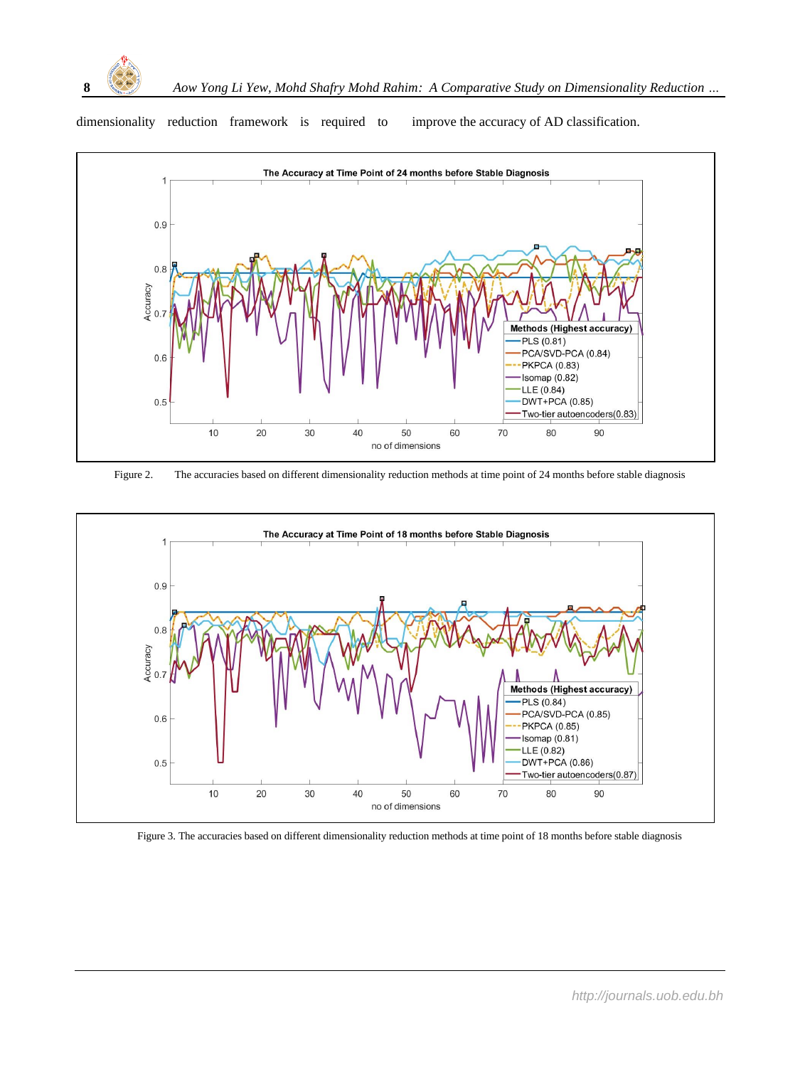dimensionality reduction framework is required to improve the accuracy of AD classification.

Figure 2. The accuracies based on different dimensionality reduction methods at time point of 24 months before stable diagnosis

Figure 3. The accuracies based on different dimensionality reduction methods at time point of 18 months before stable diagnosis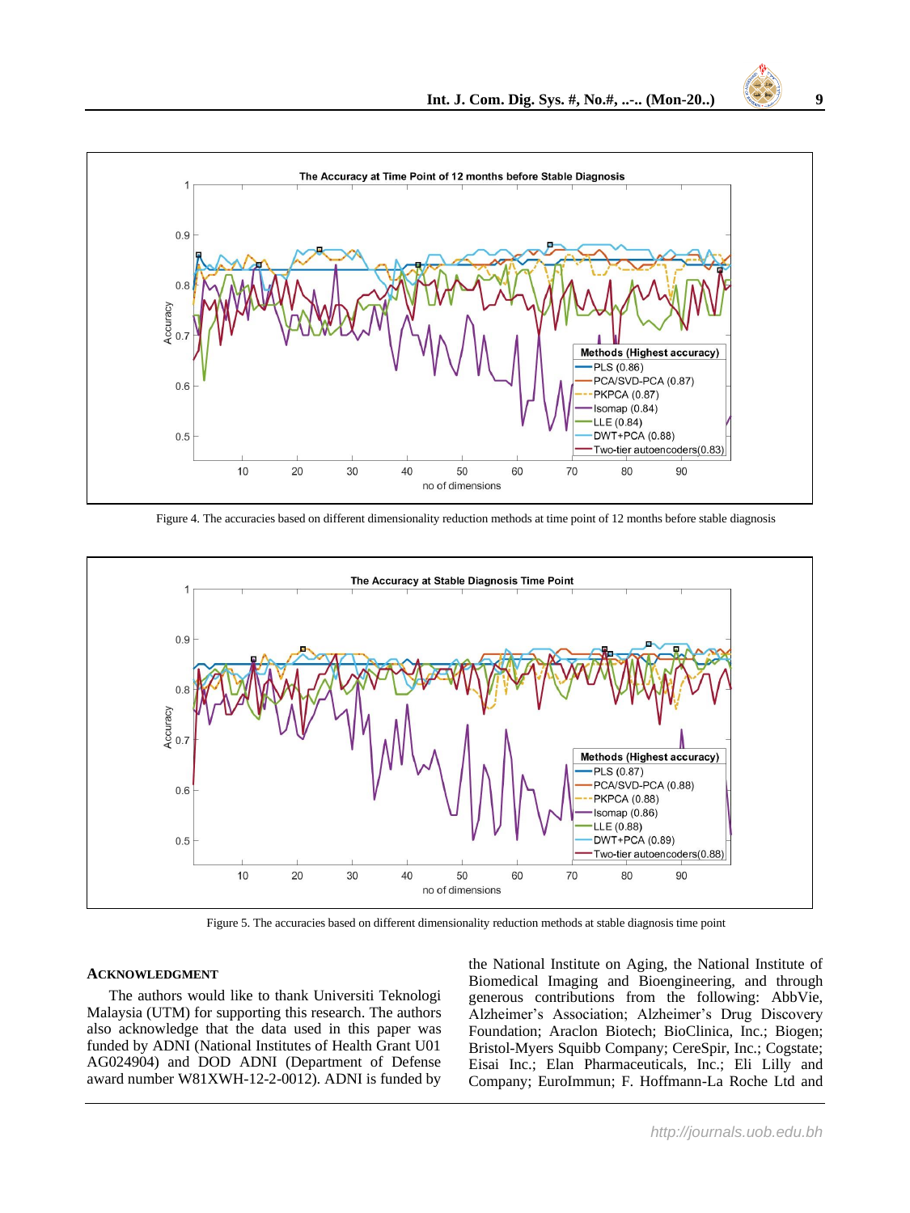Figure 4. The accuracies based on different dimensionality reduction methods at time point of 12 months before stable diagnosis

Figure 5. The accuracies based on different dimensionality reduction methods at stable diagnosis time point

## ACKNOWLEDGMENT

The authors would like to thank Universiti Teknologi Malaysia (UTM) for supporting this research. The authors also acknowledge that the data used in this paper was funded by ADNI (National Institutes of Health Grant U01 AG024904) and DOD ADNI (Department of Defense award number W81XWH-12-2-0012). ADNI is funded by the National Institute on Aging, the National Institute of Biomedical Imaging and Bioengineering, and through generous contributions from the following: AbbVie, Alzheimer's Association; Alzheimer's Drug Discovery Foundation; Araclon Biotech; BioClinica, Inc.; Biogen; Bristol-Myers Squibb Company; CereSpir, Inc.; Cogstate; Eisai Inc.; Elan Pharmaceuticals, Inc.; Eli Lilly and Company; EuroImmun; F. Hoffmann-La Roche Ltd and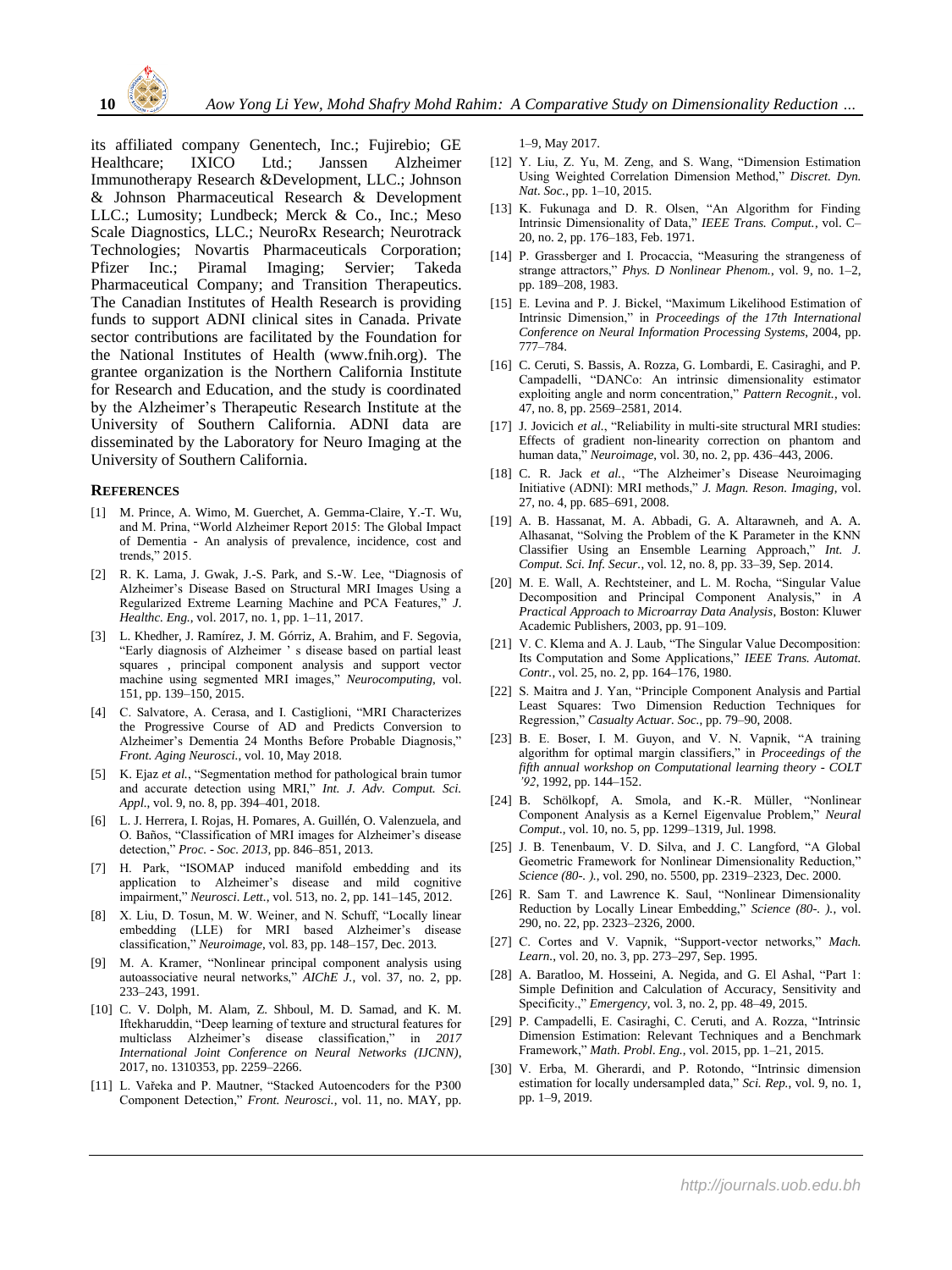its affiliated company Genentech, Inc.; Fujirebio; GE Healthcare; IXICO Ltd.; Janssen Alzheimer Immunotherapy Research &Development, LLC.; Johnson & Johnson Pharmaceutical Research & Development LLC.; Lumosity; Lundbeck; Merck & Co., Inc.; Meso Scale Diagnostics, LLC.; NeuroRx Research; Neurotrack Technologies; Novartis Pharmaceuticals Corporation; Pfizer Inc.; Piramal Imaging; Servier; Takeda Pharmaceutical Company; and Transition Therapeutics. The Canadian Institutes of Health Research is providing funds to support ADNI clinical sites in Canada. Private sector contributions are facilitated by the Foundation for the National Institutes of Health (www.fnih.org). The grantee organization is the Northern California Institute for Research and Education, and the study is coordinated by the Alzheimer's Therapeutic Research Institute at the University of Southern California. ADNI data are disseminated by the Laboratory for Neuro Imaging at the University of Southern California.

## References

[1] M. Prince, A. Wimo, M. Guerchet, A. Gemma-Claire, Y.-T. Wu, and M. Prina, "World Alzheimer Report 2015: The Global Impact of Dementia - An analysis of prevalence, incidence, cost and trends," 2015.

[2] R. K. Lama, J. Gwak, J.-S. Park, and S.-W. Lee, "Diagnosis of Alzheimer's Disease Based on Structural MRI Images Using a Regularized Extreme Learning Machine and PCA Features," *J. Healthc. Eng.*, vol. 2017, no. 1, pp. 1–11, 2017.

[3] L. Khedher, J. Ramírez, J. M. Górriz, A. Brahim, and F. Segovia, "Early diagnosis of Alzheimer ' s disease based on partial least squares , principal component analysis and support vector machine using segmented MRI images," *Neurocomputing*, vol. 151, pp. 139–150, 2015.

[4] C. Salvatore, A. Cerasa, and I. Castiglioni, "MRI Characterizes the Progressive Course of AD and Predicts Conversion to Alzheimer's Dementia 24 Months Before Probable Diagnosis," *Front. Aging Neurosci.*, vol. 10, May 2018.

[5] K. Ejaz *et al.*, "Segmentation method for pathological brain tumor and accurate detection using MRI," *Int. J. Adv. Comput. Sci. Appl.*, vol. 9, no. 8, pp. 394–401, 2018.

[6] L. J. Herrera, I. Rojas, H. Pomares, A. Guillén, O. Valenzuela, and O. Baños, "Classification of MRI images for Alzheimer's disease detection," *Proc. - Soc. 2013*, pp. 846–851, 2013.

[7] H. Park, "ISOMAP induced manifold embedding and its application to Alzheimer's disease and mild cognitive impairment," *Neurosci. Lett.*, vol. 513, no. 2, pp. 141–145, 2012.

[8] X. Liu, D. Tosun, M. W. Weiner, and N. Schuff, "Locally linear embedding (LLE) for MRI based Alzheimer's disease classification," *Neuroimage*, vol. 83, pp. 148–157, Dec. 2013.

[9] M. A. Kramer, "Nonlinear principal component analysis using autoassociative neural networks," *AIChE J.*, vol. 37, no. 2, pp. 233–243, 1991.

[10] C. V. Dolph, M. Alam, Z. Shboul, M. D. Samad, and K. M. Iftekharuddin, "Deep learning of texture and structural features for multiclass Alzheimer's disease classification," in *2017 International Joint Conference on Neural Networks (IJCNN)*, 2017, no. 1310353, pp. 2259–2266.

[11] L. Vařeka and P. Mautner, "Stacked Autoencoders for the P300 Component Detection," *Front. Neurosci.*, vol. 11, no. MAY, pp. 1–9, May 2017.

[12] Y. Liu, Z. Yu, M. Zeng, and S. Wang, "Dimension Estimation Using Weighted Correlation Dimension Method," *Discret. Dyn. Nat. Soc.*, pp. 1–10, 2015.

[13] K. Fukunaga and D. R. Olsen, "An Algorithm for Finding Intrinsic Dimensionality of Data," *IEEE Trans. Comput.*, vol. C–20, no. 2, pp. 176–183, Feb. 1971.

[14] P. Grassberger and I. Procaccia, "Measuring the strangeness of strange attractors," *Phys. D Nonlinear Phenom.*, vol. 9, no. 1–2, pp. 189–208, 1983.

[15] E. Levina and P. J. Bickel, "Maximum Likelihood Estimation of Intrinsic Dimension," in *Proceedings of the 17th International Conference on Neural Information Processing Systems*, 2004, pp. 777–784.

[16] C. Ceruti, S. Bassis, A. Rozza, G. Lombardi, E. Casiraghi, and P. Campadelli, "DANCo: An intrinsic dimensionality estimator exploiting angle and norm concentration," *Pattern Recognit.*, vol. 47, no. 8, pp. 2569–2581, 2014.

[17] J. Jovicich *et al.*, "Reliability in multi-site structural MRI studies: Effects of gradient non-linearity correction on phantom and human data," *Neuroimage*, vol. 30, no. 2, pp. 436–443, 2006.

[18] C. R. Jack *et al.*, "The Alzheimer's Disease Neuroimaging Initiative (ADNI): MRI methods," *J. Magn. Reson. Imaging*, vol. 27, no. 4, pp. 685–691, 2008.

[19] A. B. Hassanat, M. A. Abbadi, G. A. Altarawneh, and A. A. Alhasanat, "Solving the Problem of the K Parameter in the KNN Classifier Using an Ensemble Learning Approach," *Int. J. Comput. Sci. Inf. Secur.*, vol. 12, no. 8, pp. 33–39, Sep. 2014.

[20] M. E. Wall, A. Rechtsteiner, and L. M. Rocha, "Singular Value Decomposition and Principal Component Analysis," in *A Practical Approach to Microarray Data Analysis*, Boston: Kluwer Academic Publishers, 2003, pp. 91–109.

[21] V. C. Klema and A. J. Laub, "The Singular Value Decomposition: Its Computation and Some Applications," *IEEE Trans. Automat. Contr.*, vol. 25, no. 2, pp. 164–176, 1980.

[22] S. Maitra and J. Yan, "Principle Component Analysis and Partial Least Squares: Two Dimension Reduction Techniques for Regression," *Casualty Actuar. Soc.*, pp. 79–90, 2008.

[23] B. E. Boser, I. M. Guyon, and V. N. Vapnik, "A training algorithm for optimal margin classifiers," in *Proceedings of the fifth annual workshop on Computational learning theory - COLT '92*, 1992, pp. 144–152.

[24] B. Schölkopf, A. Smola, and K.-R. Müller, "Nonlinear Component Analysis as a Kernel Eigenvalue Problem," *Neural Comput.*, vol. 10, no. 5, pp. 1299–1319, Jul. 1998.

[25] J. B. Tenenbaum, V. D. Silva, and J. C. Langford, "A Global Geometric Framework for Nonlinear Dimensionality Reduction," *Science (80-. ).*, vol. 290, no. 5500, pp. 2319–2323, Dec. 2000.

[26] R. Sam T. and Lawrence K. Saul, "Nonlinear Dimensionality Reduction by Locally Linear Embedding," *Science (80-. ).*, vol. 290, no. 22, pp. 2323–2326, 2000.

[27] C. Cortes and V. Vapnik, "Support-vector networks," *Mach. Learn.*, vol. 20, no. 3, pp. 273–297, Sep. 1995.

[28] A. Baratloo, M. Hosseini, A. Negida, and G. El Ashal, "Part 1: Simple Definition and Calculation of Accuracy, Sensitivity and Specificity.," *Emergency*, vol. 3, no. 2, pp. 48–49, 2015.

[29] P. Campadelli, E. Casiraghi, C. Ceruti, and A. Rozza, "Intrinsic Dimension Estimation: Relevant Techniques and a Benchmark Framework," *Math. Probl. Eng.*, vol. 2015, pp. 1–21, 2015.

[30] V. Erba, M. Gherardi, and P. Rotondo, "Intrinsic dimension estimation for locally undersampled data," *Sci. Rep.*, vol. 9, no. 1, pp. 1–9, 2019.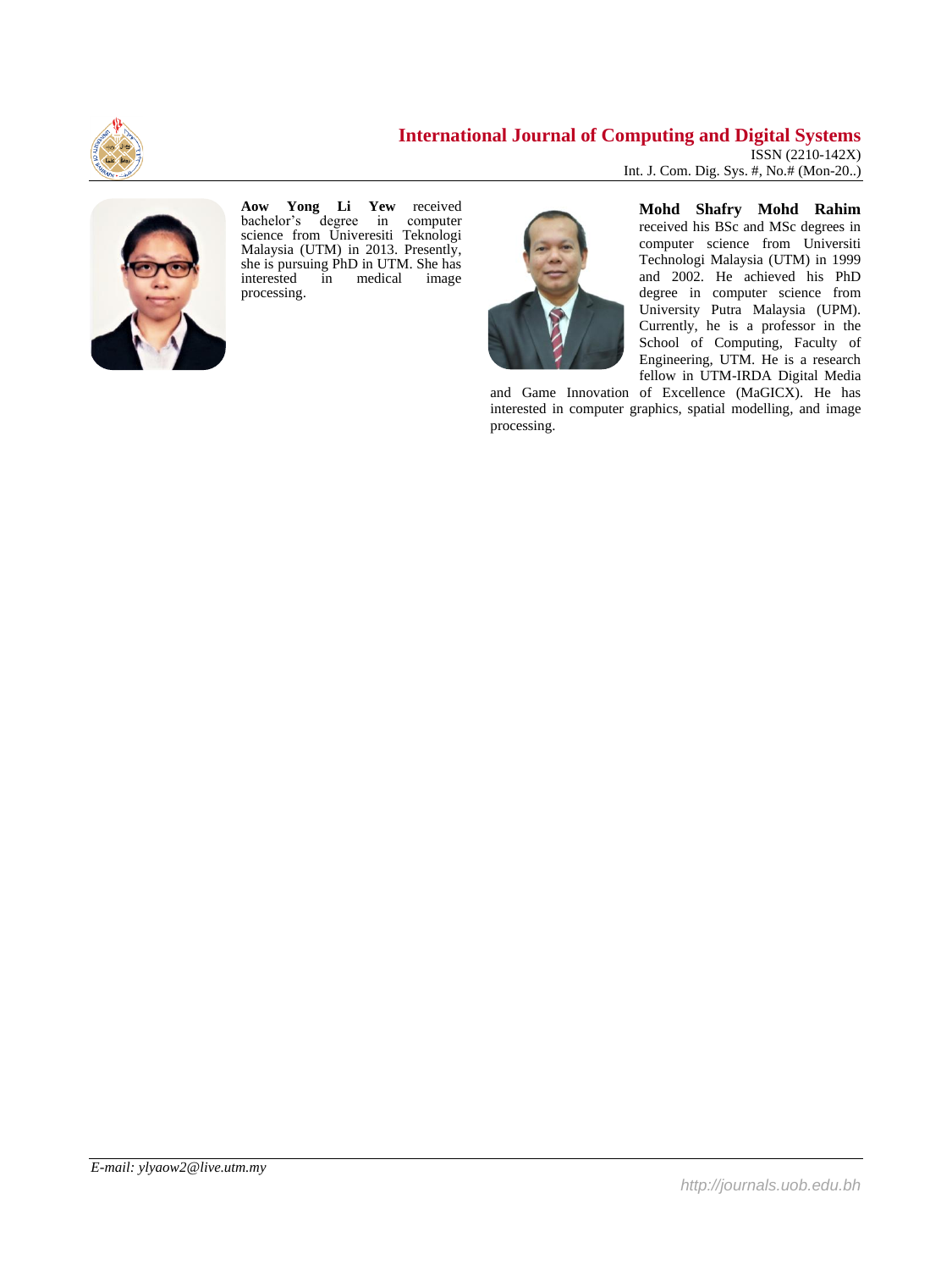**Aow Yong Li Yew** received bachelor's degree in computer science from Univeresiti Teknologi Malaysia (UTM) in 2013. Presently, she is pursuing PhD in UTM. She has interested in medical image processing.

**Mohd Shafry Mohd Rahim** received his BSc and MSc degrees in computer science from Universiti Technologi Malaysia (UTM) in 1999 and 2002. He achieved his PhD degree in computer science from University Putra Malaysia (UPM). Currently, he is a professor in the School of Computing, Faculty of Engineering, UTM. He is a research fellow in UTM-IRDA Digital Media and Game Innovation of Excellence (MaGICX). He has interested in computer graphics, spatial modelling, and image processing.

*E-mail: ylyaow2@live.utm.my*